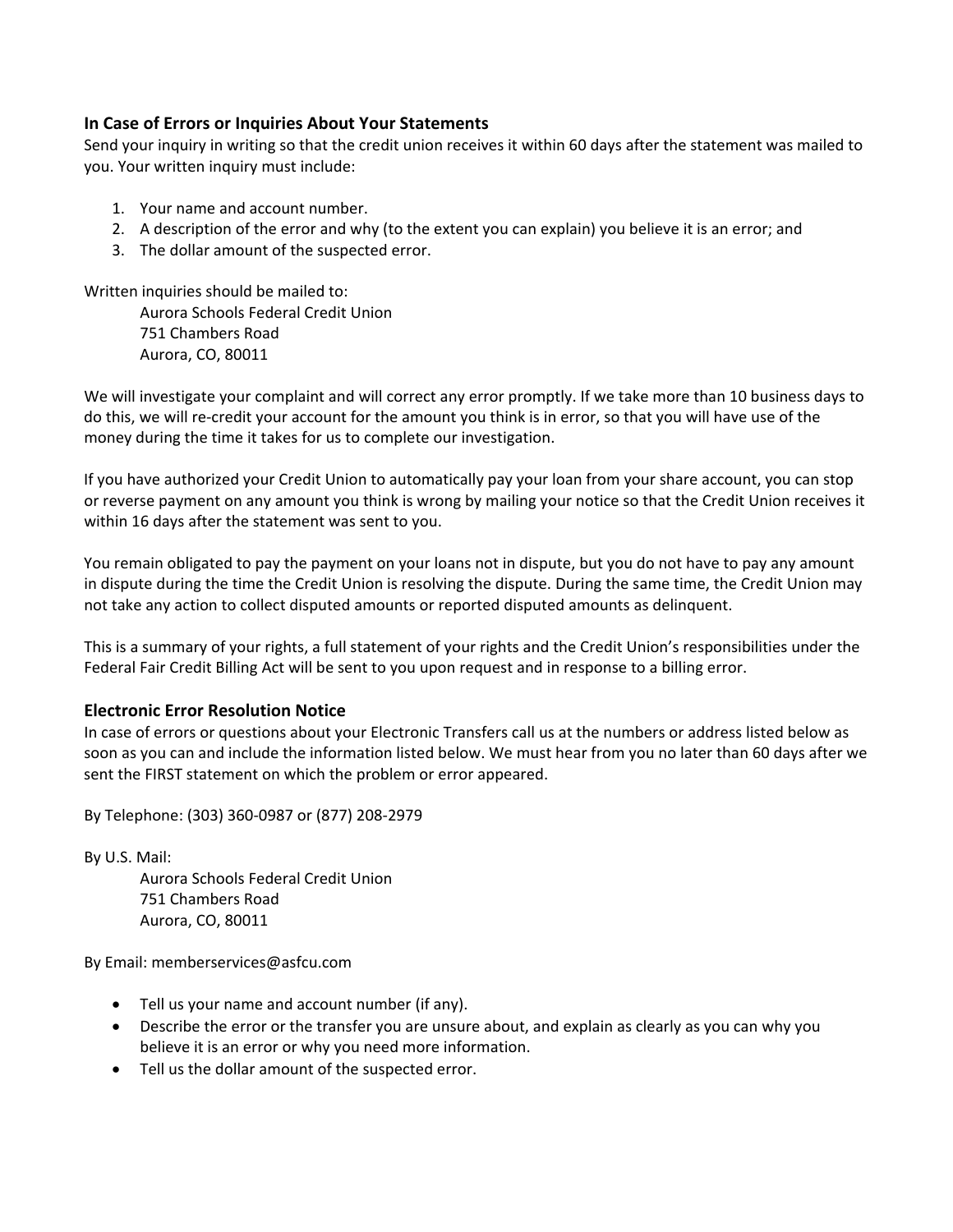## In Case of Errors or Inquiries About Your Statements

Send your inquiry in writing so that the credit union receives it within 60 days after the statement was mailed to you. Your written inquiry must include:

1. Your name and account number.
2. A description of the error and why (to the extent you can explain) you believe it is an error; and
3. The dollar amount of the suspected error.

Written inquiries should be mailed to:

Aurora Schools Federal Credit Union
751 Chambers Road
Aurora, CO, 80011

We will investigate your complaint and will correct any error promptly. If we take more than 10 business days to do this, we will re-credit your account for the amount you think is in error, so that you will have use of the money during the time it takes for us to complete our investigation.

If you have authorized your Credit Union to automatically pay your loan from your share account, you can stop or reverse payment on any amount you think is wrong by mailing your notice so that the Credit Union receives it within 16 days after the statement was sent to you.

You remain obligated to pay the payment on your loans not in dispute, but you do not have to pay any amount in dispute during the time the Credit Union is resolving the dispute. During the same time, the Credit Union may not take any action to collect disputed amounts or reported disputed amounts as delinquent.

This is a summary of your rights, a full statement of your rights and the Credit Union's responsibilities under the Federal Fair Credit Billing Act will be sent to you upon request and in response to a billing error.

## Electronic Error Resolution Notice

In case of errors or questions about your Electronic Transfers call us at the numbers or address listed below as soon as you can and include the information listed below. We must hear from you no later than 60 days after we sent the FIRST statement on which the problem or error appeared.

By Telephone: (303) 360-0987 or (877) 208-2979

By U.S. Mail:

Aurora Schools Federal Credit Union
751 Chambers Road
Aurora, CO, 80011

By Email: memberservices@asfcu.com

- Tell us your name and account number (if any).
- Describe the error or the transfer you are unsure about, and explain as clearly as you can why you believe it is an error or why you need more information.
- Tell us the dollar amount of the suspected error.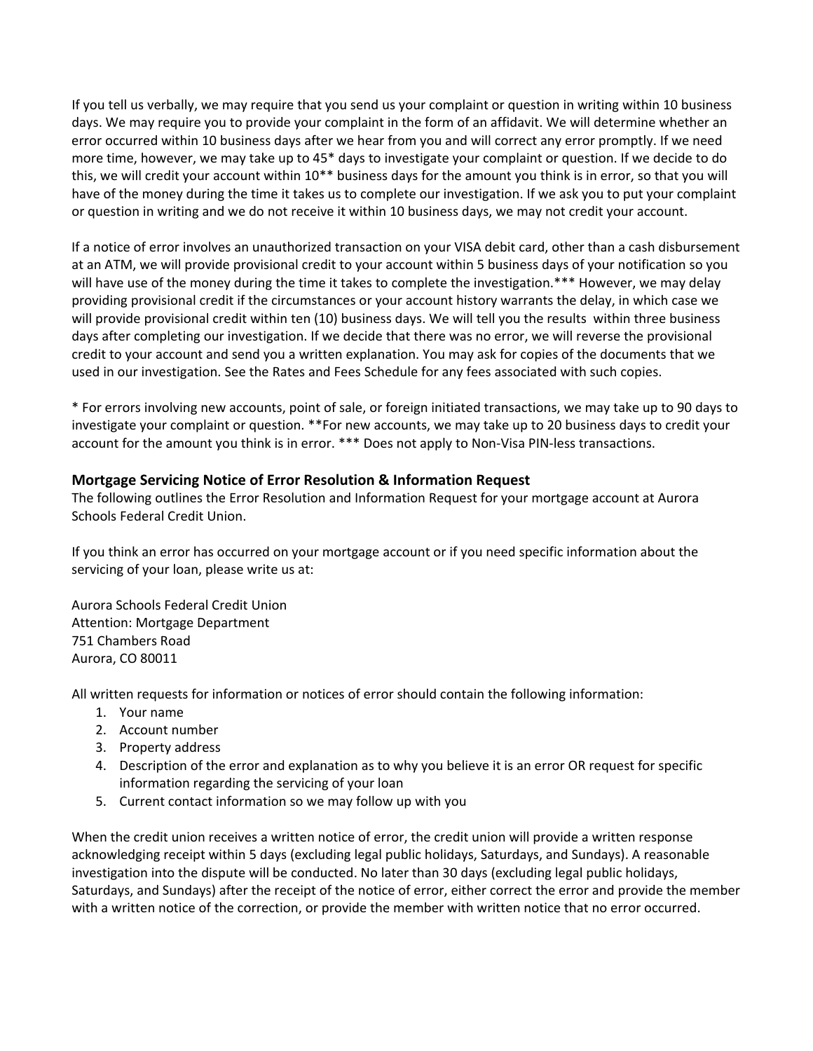If you tell us verbally, we may require that you send us your complaint or question in writing within 10 business days. We may require you to provide your complaint in the form of an affidavit. We will determine whether an error occurred within 10 business days after we hear from you and will correct any error promptly. If we need more time, however, we may take up to 45* days to investigate your complaint or question. If we decide to do this, we will credit your account within 10** business days for the amount you think is in error, so that you will have of the money during the time it takes us to complete our investigation. If we ask you to put your complaint or question in writing and we do not receive it within 10 business days, we may not credit your account.

If a notice of error involves an unauthorized transaction on your VISA debit card, other than a cash disbursement at an ATM, we will provide provisional credit to your account within 5 business days of your notification so you will have use of the money during the time it takes to complete the investigation.*** However, we may delay providing provisional credit if the circumstances or your account history warrants the delay, in which case we will provide provisional credit within ten (10) business days. We will tell you the results within three business days after completing our investigation. If we decide that there was no error, we will reverse the provisional credit to your account and send you a written explanation. You may ask for copies of the documents that we used in our investigation. See the Rates and Fees Schedule for any fees associated with such copies.

* For errors involving new accounts, point of sale, or foreign initiated transactions, we may take up to 90 days to investigate your complaint or question. **For new accounts, we may take up to 20 business days to credit your account for the amount you think is in error. *** Does not apply to Non-Visa PIN-less transactions.

### Mortgage Servicing Notice of Error Resolution & Information Request

The following outlines the Error Resolution and Information Request for your mortgage account at Aurora Schools Federal Credit Union.

If you think an error has occurred on your mortgage account or if you need specific information about the servicing of your loan, please write us at:

Aurora Schools Federal Credit Union
Attention: Mortgage Department
751 Chambers Road
Aurora, CO 80011

All written requests for information or notices of error should contain the following information:

1. Your name
2. Account number
3. Property address
4. Description of the error and explanation as to why you believe it is an error OR request for specific information regarding the servicing of your loan
5. Current contact information so we may follow up with you

When the credit union receives a written notice of error, the credit union will provide a written response acknowledging receipt within 5 days (excluding legal public holidays, Saturdays, and Sundays). A reasonable investigation into the dispute will be conducted. No later than 30 days (excluding legal public holidays, Saturdays, and Sundays) after the receipt of the notice of error, either correct the error and provide the member with a written notice of the correction, or provide the member with written notice that no error occurred.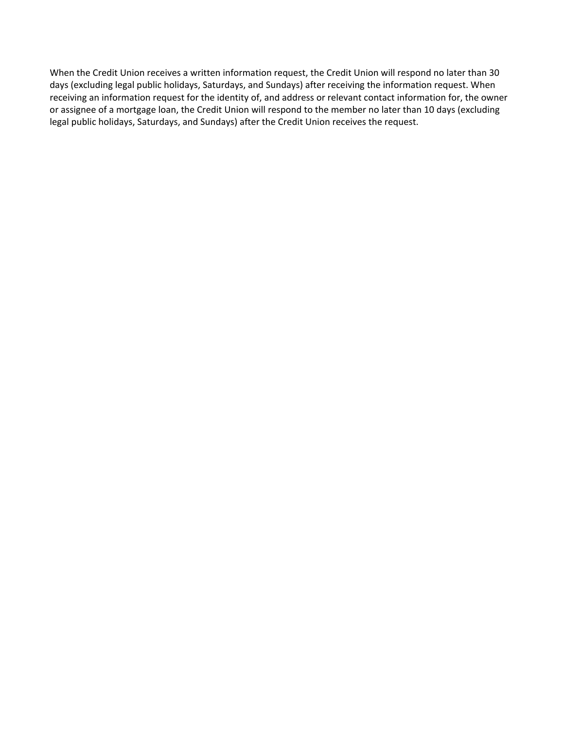When the Credit Union receives a written information request, the Credit Union will respond no later than 30 days (excluding legal public holidays, Saturdays, and Sundays) after receiving the information request. When receiving an information request for the identity of, and address or relevant contact information for, the owner or assignee of a mortgage loan, the Credit Union will respond to the member no later than 10 days (excluding legal public holidays, Saturdays, and Sundays) after the Credit Union receives the request.